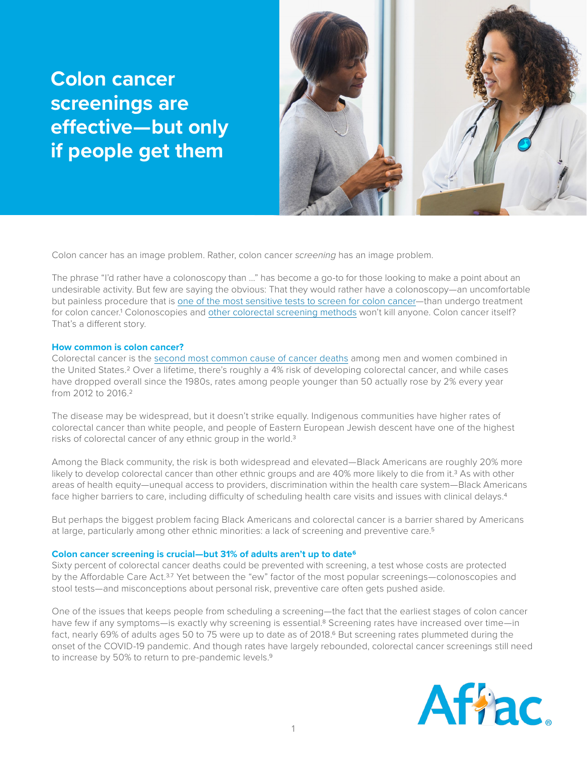# Colon cancer screenings are effective—but only if people get them

Colon cancer has an image problem. Rather, colon cancer *screening* has an image problem.

The phrase "I'd rather have a colonoscopy than …" has become a go-to for those looking to make a point about an undesirable activity. But few are saying the obvious: That they would rather have a colonoscopy—an uncomfortable but painless procedure that is one of the most sensitive tests to screen for colon cancer—than undergo treatment for colon cancer.[1] Colonoscopies and other colorectal screening methods won't kill anyone. Colon cancer itself? That's a different story.

### How common is colon cancer?

Colorectal cancer is the second most common cause of cancer deaths among men and women combined in the United States.[2] Over a lifetime, there's roughly a 4% risk of developing colorectal cancer, and while cases have dropped overall since the 1980s, rates among people younger than 50 actually rose by 2% every year from 2012 to 2016.[2]

The disease may be widespread, but it doesn't strike equally. Indigenous communities have higher rates of colorectal cancer than white people, and people of Eastern European Jewish descent have one of the highest risks of colorectal cancer of any ethnic group in the world.[3]

Among the Black community, the risk is both widespread and elevated—Black Americans are roughly 20% more likely to develop colorectal cancer than other ethnic groups and are 40% more likely to die from it.[3] As with other areas of health equity—unequal access to providers, discrimination within the health care system—Black Americans face higher barriers to care, including difficulty of scheduling health care visits and issues with clinical delays.[4]

But perhaps the biggest problem facing Black Americans and colorectal cancer is a barrier shared by Americans at large, particularly among other ethnic minorities: a lack of screening and preventive care.[5]

### Colon cancer screening is crucial—but 31% of adults aren't up to date[6]

Sixty percent of colorectal cancer deaths could be prevented with screening, a test whose costs are protected by the Affordable Care Act.[3,7] Yet between the "ew" factor of the most popular screenings—colonoscopies and stool tests—and misconceptions about personal risk, preventive care often gets pushed aside.

One of the issues that keeps people from scheduling a screening—the fact that the earliest stages of colon cancer have few if any symptoms—is exactly why screening is essential.[8] Screening rates have increased over time—in fact, nearly 69% of adults ages 50 to 75 were up to date as of 2018.[6] But screening rates plummeted during the onset of the COVID-19 pandemic. And though rates have largely rebounded, colorectal cancer screenings still need to increase by 50% to return to pre-pandemic levels.[9]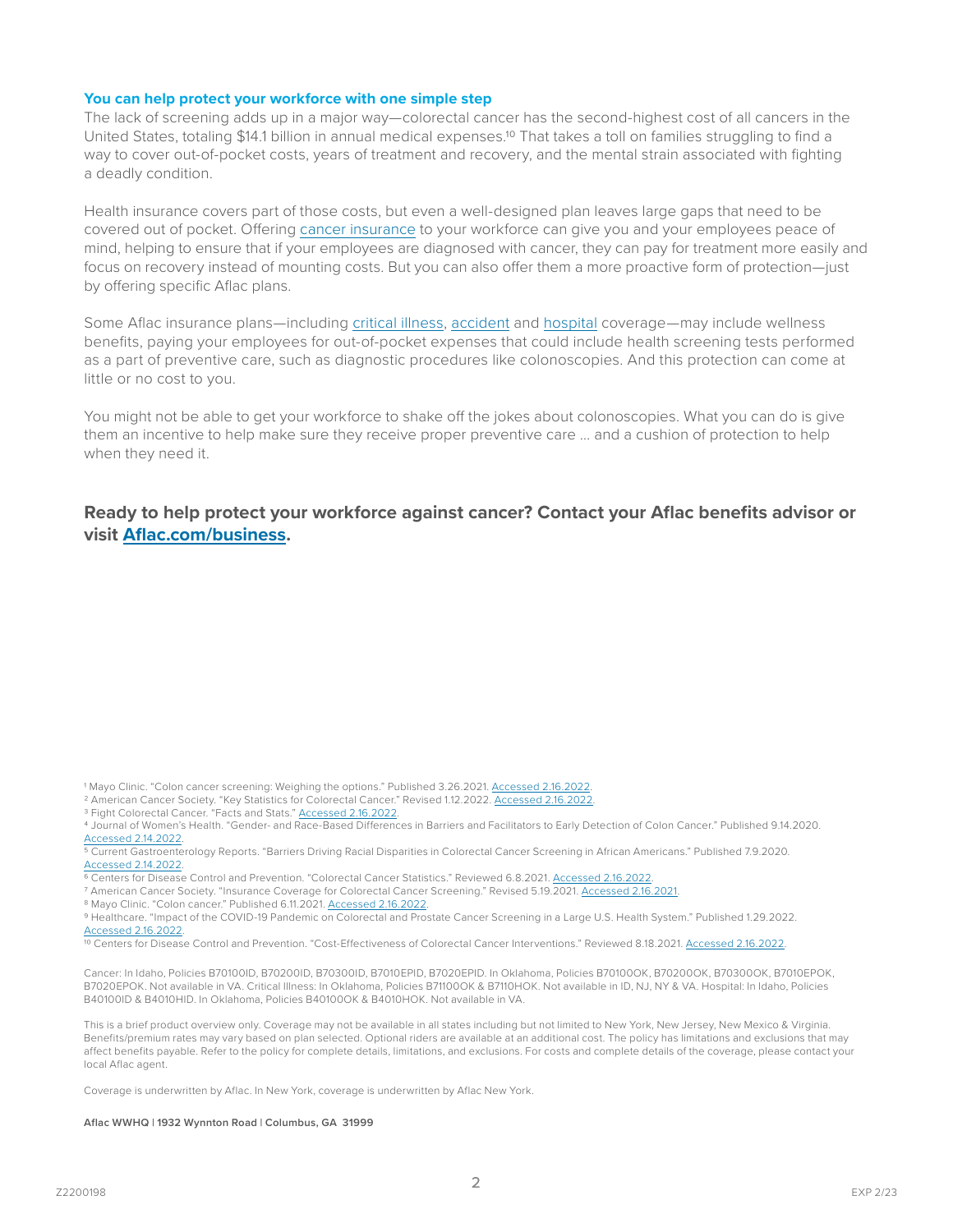### You can help protect your workforce with one simple step

The lack of screening adds up in a major way—colorectal cancer has the second-highest cost of all cancers in the United States, totaling $14.1 billion in annual medical expenses.[10] That takes a toll on families struggling to find a way to cover out-of-pocket costs, years of treatment and recovery, and the mental strain associated with fighting a deadly condition.

Health insurance covers part of those costs, but even a well-designed plan leaves large gaps that need to be covered out of pocket. Offering cancer insurance to your workforce can give you and your employees peace of mind, helping to ensure that if your employees are diagnosed with cancer, they can pay for treatment more easily and focus on recovery instead of mounting costs. But you can also offer them a more proactive form of protection—just by offering specific Aflac plans.

Some Aflac insurance plans—including critical illness, accident and hospital coverage—may include wellness benefits, paying your employees for out-of-pocket expenses that could include health screening tests performed as a part of preventive care, such as diagnostic procedures like colonoscopies. And this protection can come at little or no cost to you.

You might not be able to get your workforce to shake off the jokes about colonoscopies. What you can do is give them an incentive to help make sure they receive proper preventive care ... and a cushion of protection to help when they need it.

**Ready to help protect your workforce against cancer? Contact your Aflac benefits advisor or visit Aflac.com/business.**

[1] Mayo Clinic. "Colon cancer screening: Weighing the options." Published 3.26.2021. Accessed 2.16.2022.
[2] American Cancer Society. "Key Statistics for Colorectal Cancer." Revised 1.12.2022. Accessed 2.16.2022.
[3] Fight Colorectal Cancer. "Facts and Stats." Accessed 2.16.2022.
[4] Journal of Women's Health. "Gender- and Race-Based Differences in Barriers and Facilitators to Early Detection of Colon Cancer." Published 9.14.2020. Accessed 2.14.2022.
[5] Current Gastroenterology Reports. "Barriers Driving Racial Disparities in Colorectal Cancer Screening in African Americans." Published 7.9.2020. Accessed 2.14.2022.
[6] Centers for Disease Control and Prevention. "Colorectal Cancer Statistics." Reviewed 6.8.2021. Accessed 2.16.2022.
[7] American Cancer Society. "Insurance Coverage for Colorectal Cancer Screening." Revised 5.19.2021. Accessed 2.16.2021.
[8] Mayo Clinic. "Colon cancer." Published 6.11.2021. Accessed 2.16.2022.
[9] Healthcare. "Impact of the COVID-19 Pandemic on Colorectal and Prostate Cancer Screening in a Large U.S. Health System." Published 1.29.2022. Accessed 2.16.2022.
[10] Centers for Disease Control and Prevention. "Cost-Effectiveness of Colorectal Cancer Interventions." Reviewed 8.18.2021. Accessed 2.16.2022.

Cancer: In Idaho, Policies B70100ID, B70200ID, B70300ID, B7010EPID, B7020EPID. In Oklahoma, Policies B70100OK, B70200OK, B70300OK, B7010EPOK, B7020EPOK. Not available in VA. Critical Illness: In Oklahoma, Policies B71100OK & B7110HOK. Not available in ID, NJ, NY & VA. Hospital: In Idaho, Policies B40100ID & B4010HID. In Oklahoma, Policies B40100OK & B4010HOK. Not available in VA.

This is a brief product overview only. Coverage may not be available in all states including but not limited to New York, New Jersey, New Mexico & Virginia. Benefits/premium rates may vary based on plan selected. Optional riders are available at an additional cost. The policy has limitations and exclusions that may affect benefits payable. Refer to the policy for complete details, limitations, and exclusions. For costs and complete details of the coverage, please contact your local Aflac agent.

Coverage is underwritten by Aflac. In New York, coverage is underwritten by Aflac New York.

**Aflac WWHQ | 1932 Wynnton Road | Columbus, GA 31999**

Z2200198

EXP 2/23